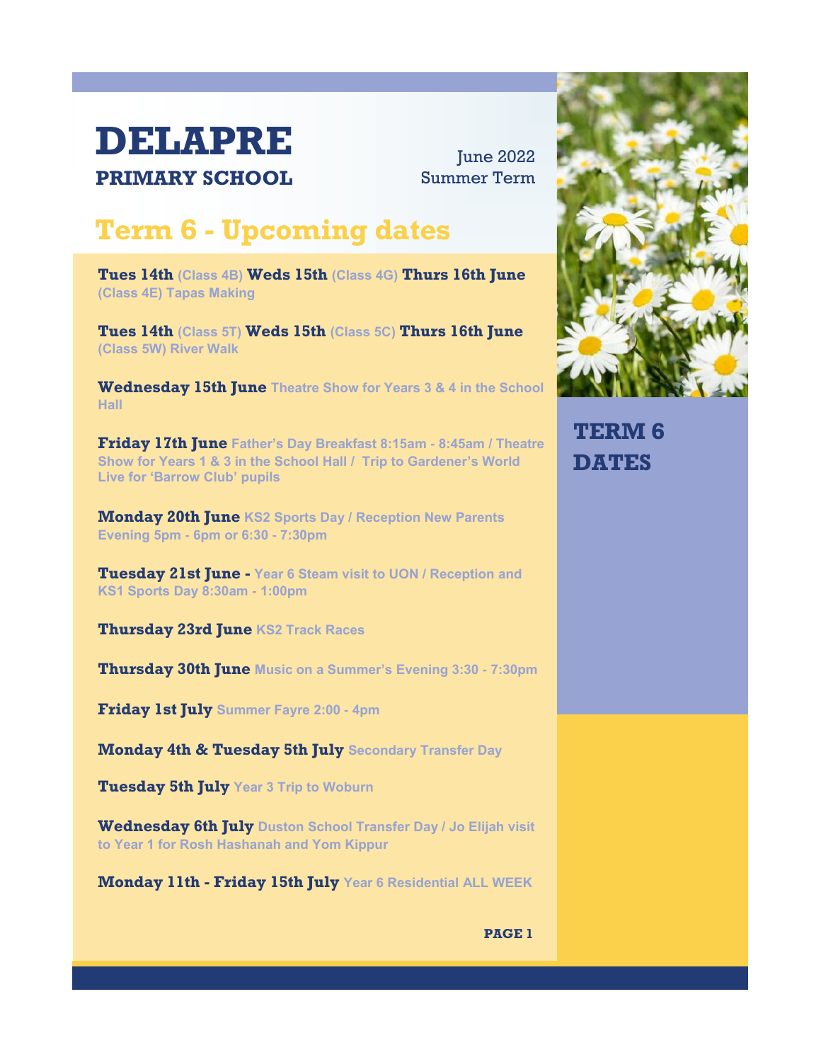# DELAPRE

**PRIMARY SCHOOL**

June 2022
Summer Term

## Term 6 - Upcoming dates

**Tues 14th** (Class 4B) **Weds 15th** (Class 4G) **Thurs 16th June** (Class 4E) Tapas Making

**Tues 14th** (Class 5T) **Weds 15th** (Class 5C) **Thurs 16th June** (Class 5W) River Walk

**Wednesday 15th June** Theatre Show for Years 3 & 4 in the School Hall

**Friday 17th June** Father's Day Breakfast 8:15am - 8:45am / Theatre Show for Years 1 & 3 in the School Hall / Trip to Gardener's World Live for 'Barrow Club' pupils

**Monday 20th June** KS2 Sports Day / Reception New Parents Evening 5pm - 6pm or 6:30 - 7:30pm

**Tuesday 21st June -** Year 6 Steam visit to UON / Reception and KS1 Sports Day 8:30am - 1:00pm

**Thursday 23rd June** KS2 Track Races

**Thursday 30th June** Music on a Summer's Evening 3:30 - 7:30pm

**Friday 1st July** Summer Fayre 2:00 - 4pm

**Monday 4th & Tuesday 5th July** Secondary Transfer Day

**Tuesday 5th July** Year 3 Trip to Woburn

**Wednesday 6th July** Duston School Transfer Day / Jo Elijah visit to Year 1 for Rosh Hashanah and Yom Kippur

**Monday 11th - Friday 15th July** Year 6 Residential ALL WEEK

## TERM 6 DATES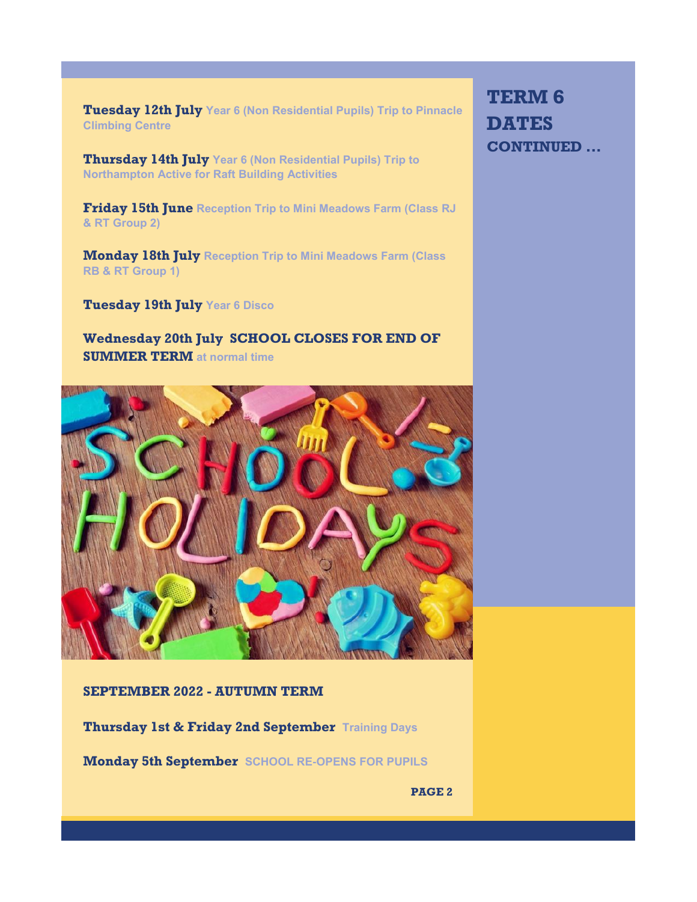## TERM 6 DATES

### CONTINUED ...

**Tuesday 12th July** Year 6 (Non Residential Pupils) Trip to Pinnacle Climbing Centre

**Thursday 14th July** Year 6 (Non Residential Pupils) Trip to Northampton Active for Raft Building Activities

**Friday 15th June** Reception Trip to Mini Meadows Farm (Class RJ & RT Group 2)

**Monday 18th July** Reception Trip to Mini Meadows Farm (Class RB & RT Group 1)

**Tuesday 19th July** Year 6 Disco

**Wednesday 20th July SCHOOL CLOSES FOR END OF SUMMER TERM** at normal time

**SEPTEMBER 2022 - AUTUMN TERM**

**Thursday 1st & Friday 2nd September** Training Days

**Monday 5th September** SCHOOL RE-OPENS FOR PUPILS